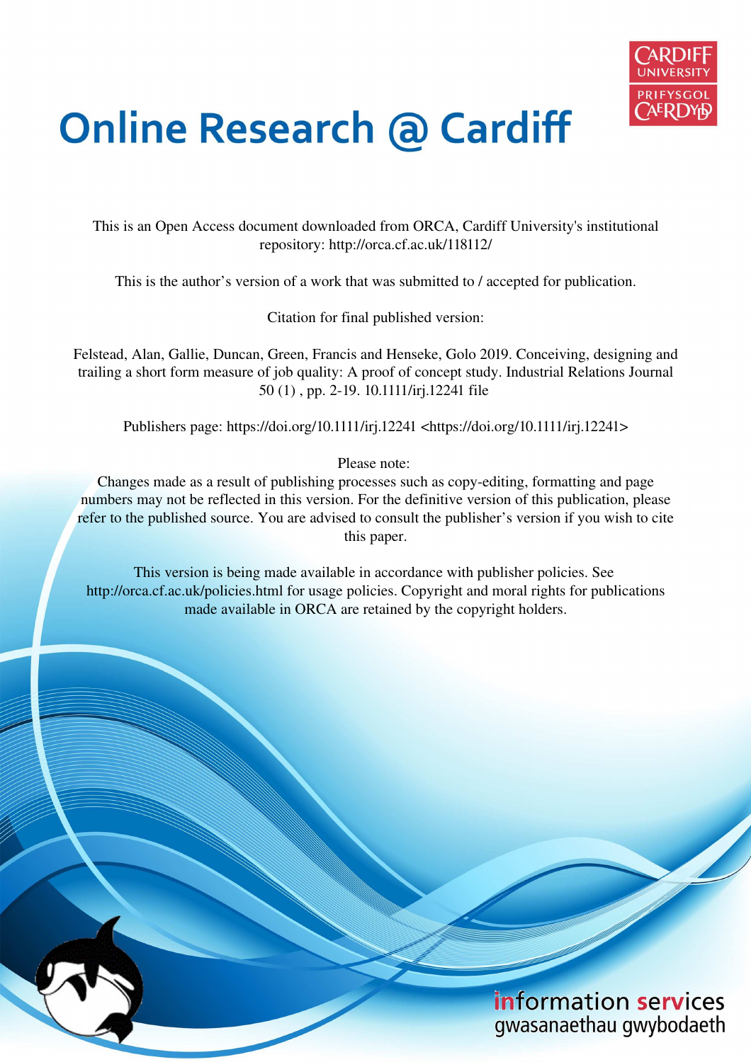# Online Research @ Cardiff

This is an Open Access document downloaded from ORCA, Cardiff University's institutional repository: http://orca.cf.ac.uk/118112/

This is the author's version of a work that was submitted to / accepted for publication.

Citation for final published version:

Felstead, Alan, Gallie, Duncan, Green, Francis and Henseke, Golo 2019. Conceiving, designing and trailing a short form measure of job quality: A proof of concept study. Industrial Relations Journal 50 (1) , pp. 2-19. 10.1111/irj.12241 file

Publishers page: https://doi.org/10.1111/irj.12241 <https://doi.org/10.1111/irj.12241>

Please note:
Changes made as a result of publishing processes such as copy-editing, formatting and page numbers may not be reflected in this version. For the definitive version of this publication, please refer to the published source. You are advised to consult the publisher's version if you wish to cite this paper.

This version is being made available in accordance with publisher policies. See http://orca.cf.ac.uk/policies.html for usage policies. Copyright and moral rights for publications made available in ORCA are retained by the copyright holders.

information services
gwasanaethau gwybodaeth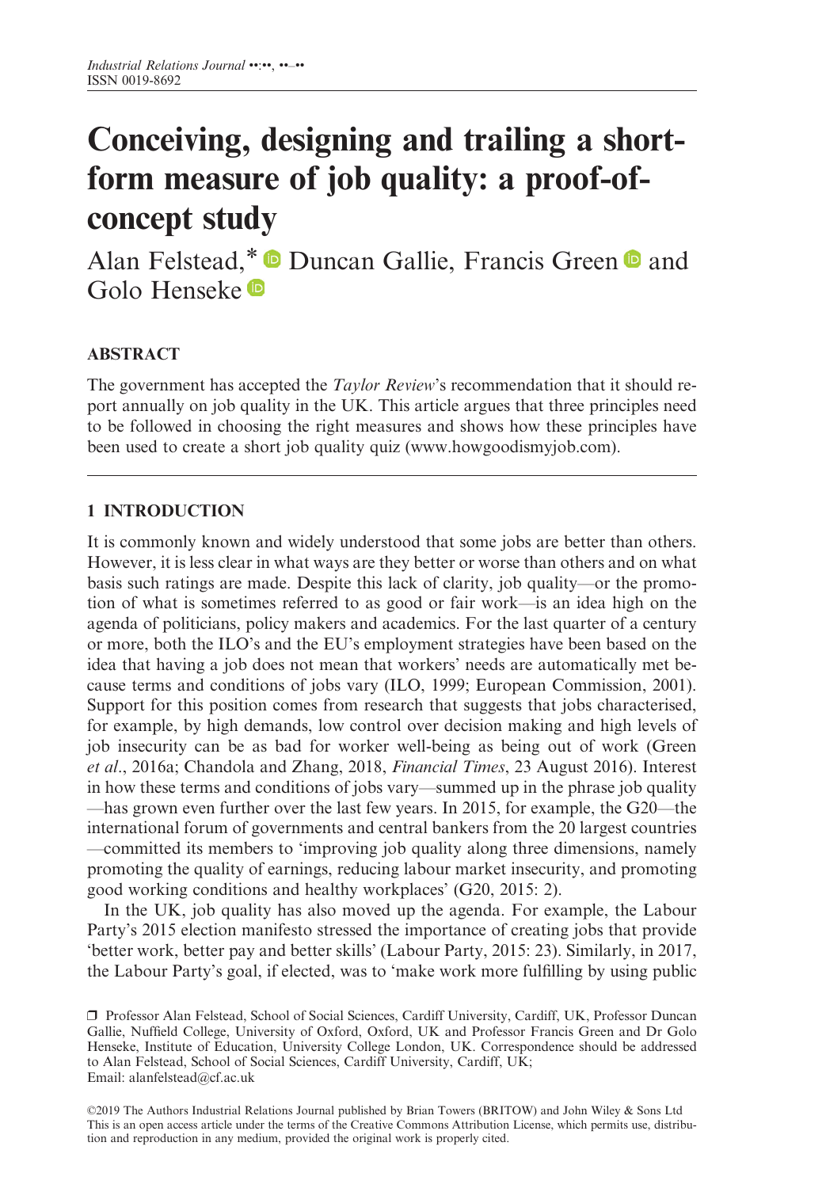# Conceiving, designing and trailing a short-form measure of job quality: a proof-of-concept study

Alan Felstead,* Duncan Gallie, Francis Green and Golo Henseke

## ABSTRACT

The government has accepted the *Taylor Review*'s recommendation that it should report annually on job quality in the UK. This article argues that three principles need to be followed in choosing the right measures and shows how these principles have been used to create a short job quality quiz (www.howgoodismyjob.com).

## 1 INTRODUCTION

It is commonly known and widely understood that some jobs are better than others. However, it is less clear in what ways are they better or worse than others and on what basis such ratings are made. Despite this lack of clarity, job quality—or the promotion of what is sometimes referred to as good or fair work—is an idea high on the agenda of politicians, policy makers and academics. For the last quarter of a century or more, both the ILO's and the EU's employment strategies have been based on the idea that having a job does not mean that workers' needs are automatically met because terms and conditions of jobs vary (ILO, 1999; European Commission, 2001). Support for this position comes from research that suggests that jobs characterised, for example, by high demands, low control over decision making and high levels of job insecurity can be as bad for worker well-being as being out of work (Green *et al*., 2016a; Chandola and Zhang, 2018, *Financial Times*, 23 August 2016). Interest in how these terms and conditions of jobs vary—summed up in the phrase job quality—has grown even further over the last few years. In 2015, for example, the G20—the international forum of governments and central bankers from the 20 largest countries—committed its members to 'improving job quality along three dimensions, namely promoting the quality of earnings, reducing labour market insecurity, and promoting good working conditions and healthy workplaces' (G20, 2015: 2).

In the UK, job quality has also moved up the agenda. For example, the Labour Party's 2015 election manifesto stressed the importance of creating jobs that provide 'better work, better pay and better skills' (Labour Party, 2015: 23). Similarly, in 2017, the Labour Party's goal, if elected, was to 'make work more fulfilling by using public

❒ Professor Alan Felstead, School of Social Sciences, Cardiff University, Cardiff, UK, Professor Duncan Gallie, Nuffield College, University of Oxford, Oxford, UK and Professor Francis Green and Dr Golo Henseke, Institute of Education, University College London, UK. Correspondence should be addressed to Alan Felstead, School of Social Sciences, Cardiff University, Cardiff, UK; Email: alanfelstead@cf.ac.uk

©2019 The Authors Industrial Relations Journal published by Brian Towers (BRITOW) and John Wiley & Sons Ltd
This is an open access article under the terms of the Creative Commons Attribution License, which permits use, distribution and reproduction in any medium, provided the original work is properly cited.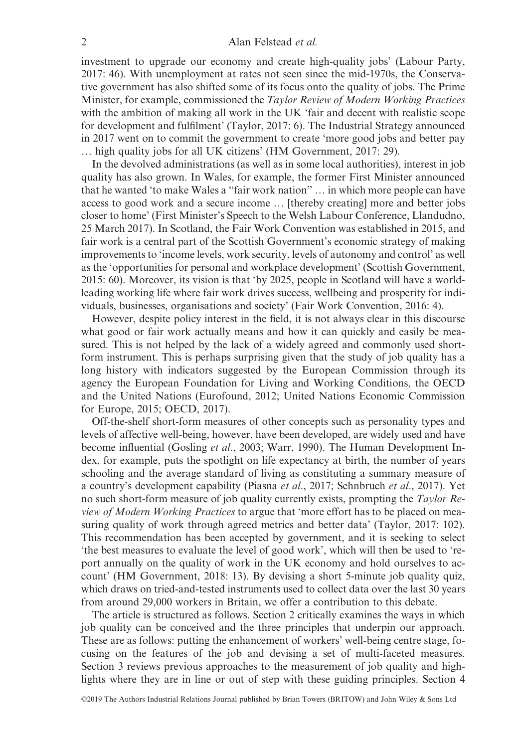investment to upgrade our economy and create high-quality jobs' (Labour Party, 2017: 46). With unemployment at rates not seen since the mid-1970s, the Conservative government has also shifted some of its focus onto the quality of jobs. The Prime Minister, for example, commissioned the *Taylor Review of Modern Working Practices* with the ambition of making all work in the UK 'fair and decent with realistic scope for development and fulfilment' (Taylor, 2017: 6). The Industrial Strategy announced in 2017 went on to commit the government to create 'more good jobs and better pay … high quality jobs for all UK citizens' (HM Government, 2017: 29).

In the devolved administrations (as well as in some local authorities), interest in job quality has also grown. In Wales, for example, the former First Minister announced that he wanted 'to make Wales a "fair work nation" … in which more people can have access to good work and a secure income … [thereby creating] more and better jobs closer to home' (First Minister's Speech to the Welsh Labour Conference, Llandudno, 25 March 2017). In Scotland, the Fair Work Convention was established in 2015, and fair work is a central part of the Scottish Government's economic strategy of making improvements to 'income levels, work security, levels of autonomy and control' as well as the 'opportunities for personal and workplace development' (Scottish Government, 2015: 60). Moreover, its vision is that 'by 2025, people in Scotland will have a world-leading working life where fair work drives success, wellbeing and prosperity for individuals, businesses, organisations and society' (Fair Work Convention, 2016: 4).

However, despite policy interest in the field, it is not always clear in this discourse what good or fair work actually means and how it can quickly and easily be measured. This is not helped by the lack of a widely agreed and commonly used short-form instrument. This is perhaps surprising given that the study of job quality has a long history with indicators suggested by the European Commission through its agency the European Foundation for Living and Working Conditions, the OECD and the United Nations (Eurofound, 2012; United Nations Economic Commission for Europe, 2015; OECD, 2017).

Off-the-shelf short-form measures of other concepts such as personality types and levels of affective well-being, however, have been developed, are widely used and have become influential (Gosling *et al.*, 2003; Warr, 1990). The Human Development Index, for example, puts the spotlight on life expectancy at birth, the number of years schooling and the average standard of living as constituting a summary measure of a country's development capability (Piasna *et al.*, 2017; Sehnbruch *et al.*, 2017). Yet no such short-form measure of job quality currently exists, prompting the *Taylor Review of Modern Working Practices* to argue that 'more effort has to be placed on measuring quality of work through agreed metrics and better data' (Taylor, 2017: 102). This recommendation has been accepted by government, and it is seeking to select 'the best measures to evaluate the level of good work', which will then be used to 'report annually on the quality of work in the UK economy and hold ourselves to account' (HM Government, 2018: 13). By devising a short 5-minute job quality quiz, which draws on tried-and-tested instruments used to collect data over the last 30 years from around 29,000 workers in Britain, we offer a contribution to this debate.

The article is structured as follows. Section 2 critically examines the ways in which job quality can be conceived and the three principles that underpin our approach. These are as follows: putting the enhancement of workers' well-being centre stage, focusing on the features of the job and devising a set of multi-faceted measures. Section 3 reviews previous approaches to the measurement of job quality and highlights where they are in line or out of step with these guiding principles. Section 4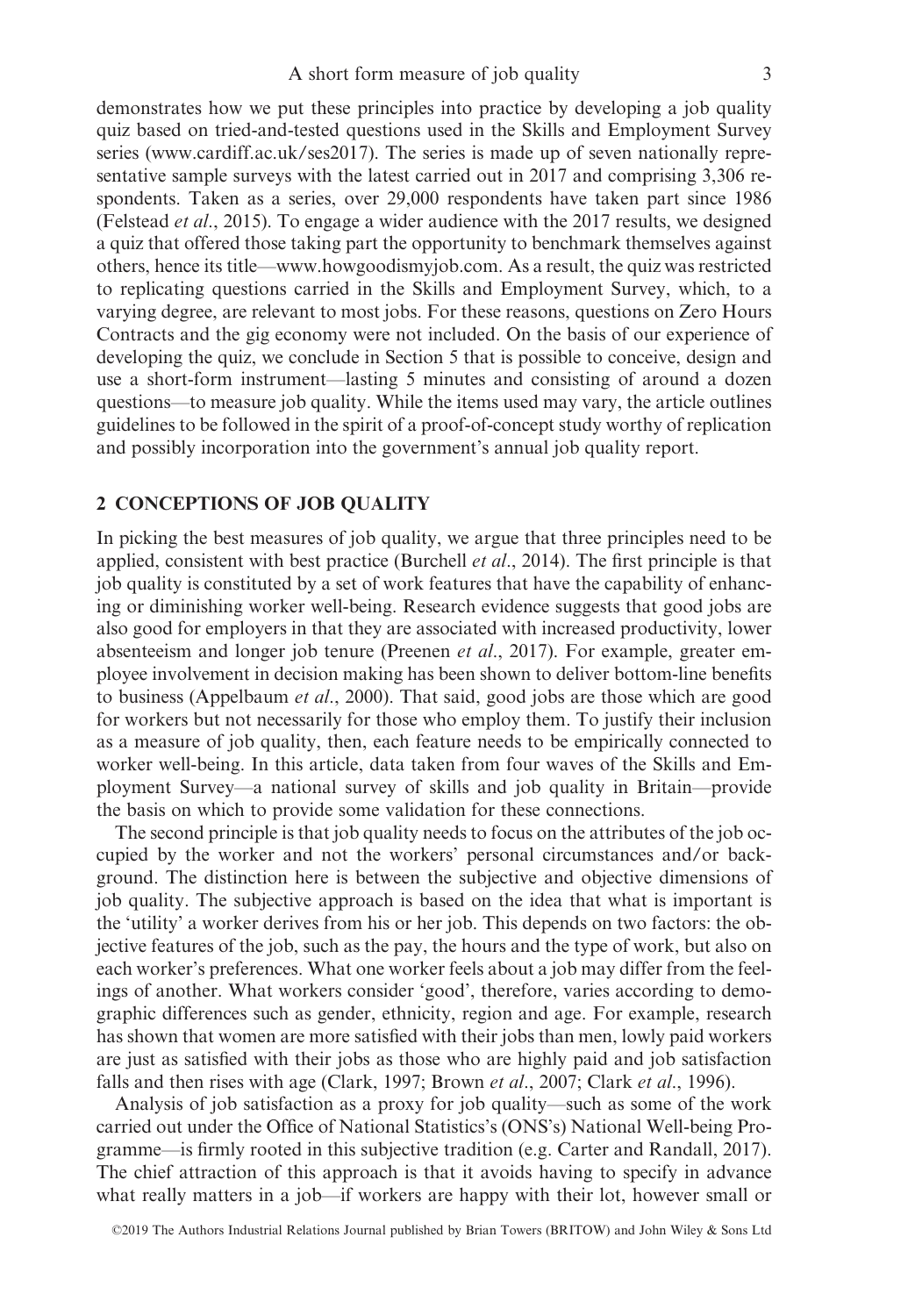demonstrates how we put these principles into practice by developing a job quality quiz based on tried-and-tested questions used in the Skills and Employment Survey series (www.cardiff.ac.uk/ses2017). The series is made up of seven nationally representative sample surveys with the latest carried out in 2017 and comprising 3,306 respondents. Taken as a series, over 29,000 respondents have taken part since 1986 (Felstead *et al*., 2015). To engage a wider audience with the 2017 results, we designed a quiz that offered those taking part the opportunity to benchmark themselves against others, hence its title—www.howgoodismyjob.com. As a result, the quiz was restricted to replicating questions carried in the Skills and Employment Survey, which, to a varying degree, are relevant to most jobs. For these reasons, questions on Zero Hours Contracts and the gig economy were not included. On the basis of our experience of developing the quiz, we conclude in Section 5 that is possible to conceive, design and use a short-form instrument—lasting 5 minutes and consisting of around a dozen questions—to measure job quality. While the items used may vary, the article outlines guidelines to be followed in the spirit of a proof-of-concept study worthy of replication and possibly incorporation into the government's annual job quality report.

## 2 CONCEPTIONS OF JOB QUALITY

In picking the best measures of job quality, we argue that three principles need to be applied, consistent with best practice (Burchell *et al*., 2014). The first principle is that job quality is constituted by a set of work features that have the capability of enhancing or diminishing worker well-being. Research evidence suggests that good jobs are also good for employers in that they are associated with increased productivity, lower absenteeism and longer job tenure (Preenen *et al*., 2017). For example, greater employee involvement in decision making has been shown to deliver bottom-line benefits to business (Appelbaum *et al*., 2000). That said, good jobs are those which are good for workers but not necessarily for those who employ them. To justify their inclusion as a measure of job quality, then, each feature needs to be empirically connected to worker well-being. In this article, data taken from four waves of the Skills and Employment Survey—a national survey of skills and job quality in Britain—provide the basis on which to provide some validation for these connections.

The second principle is that job quality needs to focus on the attributes of the job occupied by the worker and not the workers' personal circumstances and/or background. The distinction here is between the subjective and objective dimensions of job quality. The subjective approach is based on the idea that what is important is the 'utility' a worker derives from his or her job. This depends on two factors: the objective features of the job, such as the pay, the hours and the type of work, but also on each worker's preferences. What one worker feels about a job may differ from the feelings of another. What workers consider 'good', therefore, varies according to demographic differences such as gender, ethnicity, region and age. For example, research has shown that women are more satisfied with their jobs than men, lowly paid workers are just as satisfied with their jobs as those who are highly paid and job satisfaction falls and then rises with age (Clark, 1997; Brown *et al*., 2007; Clark *et al*., 1996).

Analysis of job satisfaction as a proxy for job quality—such as some of the work carried out under the Office of National Statistics's (ONS's) National Well-being Programme—is firmly rooted in this subjective tradition (e.g. Carter and Randall, 2017). The chief attraction of this approach is that it avoids having to specify in advance what really matters in a job—if workers are happy with their lot, however small or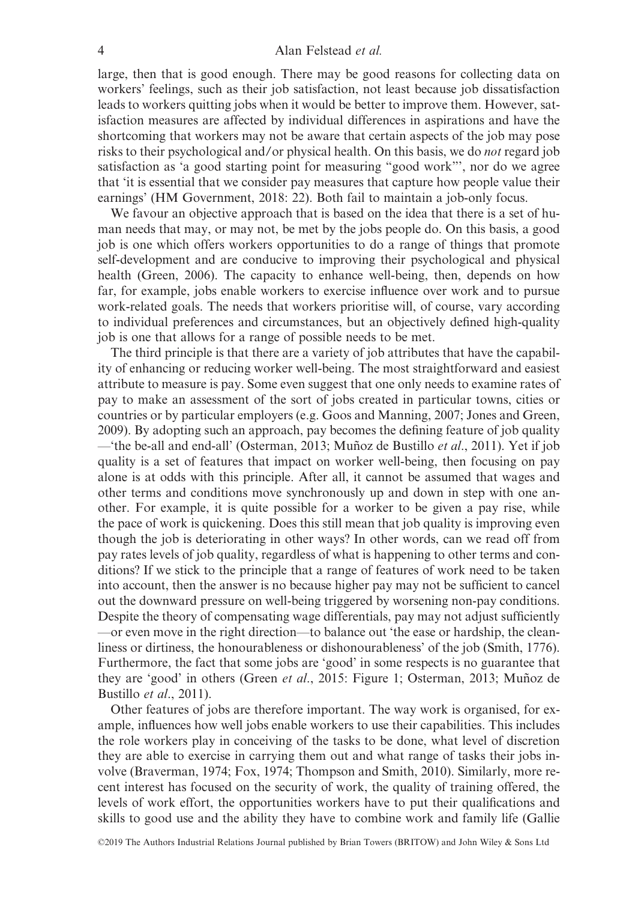large, then that is good enough. There may be good reasons for collecting data on workers' feelings, such as their job satisfaction, not least because job dissatisfaction leads to workers quitting jobs when it would be better to improve them. However, satisfaction measures are affected by individual differences in aspirations and have the shortcoming that workers may not be aware that certain aspects of the job may pose risks to their psychological and/or physical health. On this basis, we do *not* regard job satisfaction as 'a good starting point for measuring "good work"', nor do we agree that 'it is essential that we consider pay measures that capture how people value their earnings' (HM Government, 2018: 22). Both fail to maintain a job-only focus.

We favour an objective approach that is based on the idea that there is a set of human needs that may, or may not, be met by the jobs people do. On this basis, a good job is one which offers workers opportunities to do a range of things that promote self-development and are conducive to improving their psychological and physical health (Green, 2006). The capacity to enhance well-being, then, depends on how far, for example, jobs enable workers to exercise influence over work and to pursue work-related goals. The needs that workers prioritise will, of course, vary according to individual preferences and circumstances, but an objectively defined high-quality job is one that allows for a range of possible needs to be met.

The third principle is that there are a variety of job attributes that have the capability of enhancing or reducing worker well-being. The most straightforward and easiest attribute to measure is pay. Some even suggest that one only needs to examine rates of pay to make an assessment of the sort of jobs created in particular towns, cities or countries or by particular employers (e.g. Goos and Manning, 2007; Jones and Green, 2009). By adopting such an approach, pay becomes the defining feature of job quality—'the be-all and end-all' (Osterman, 2013; Muñoz de Bustillo *et al*., 2011). Yet if job quality is a set of features that impact on worker well-being, then focusing on pay alone is at odds with this principle. After all, it cannot be assumed that wages and other terms and conditions move synchronously up and down in step with one another. For example, it is quite possible for a worker to be given a pay rise, while the pace of work is quickening. Does this still mean that job quality is improving even though the job is deteriorating in other ways? In other words, can we read off from pay rates levels of job quality, regardless of what is happening to other terms and conditions? If we stick to the principle that a range of features of work need to be taken into account, then the answer is no because higher pay may not be sufficient to cancel out the downward pressure on well-being triggered by worsening non-pay conditions. Despite the theory of compensating wage differentials, pay may not adjust sufficiently—or even move in the right direction—to balance out 'the ease or hardship, the cleanliness or dirtiness, the honourableness or dishonourableness' of the job (Smith, 1776). Furthermore, the fact that some jobs are 'good' in some respects is no guarantee that they are 'good' in others (Green *et al*., 2015: Figure 1; Osterman, 2013; Muñoz de Bustillo *et al*., 2011).

Other features of jobs are therefore important. The way work is organised, for example, influences how well jobs enable workers to use their capabilities. This includes the role workers play in conceiving of the tasks to be done, what level of discretion they are able to exercise in carrying them out and what range of tasks their jobs involve (Braverman, 1974; Fox, 1974; Thompson and Smith, 2010). Similarly, more recent interest has focused on the security of work, the quality of training offered, the levels of work effort, the opportunities workers have to put their qualifications and skills to good use and the ability they have to combine work and family life (Gallie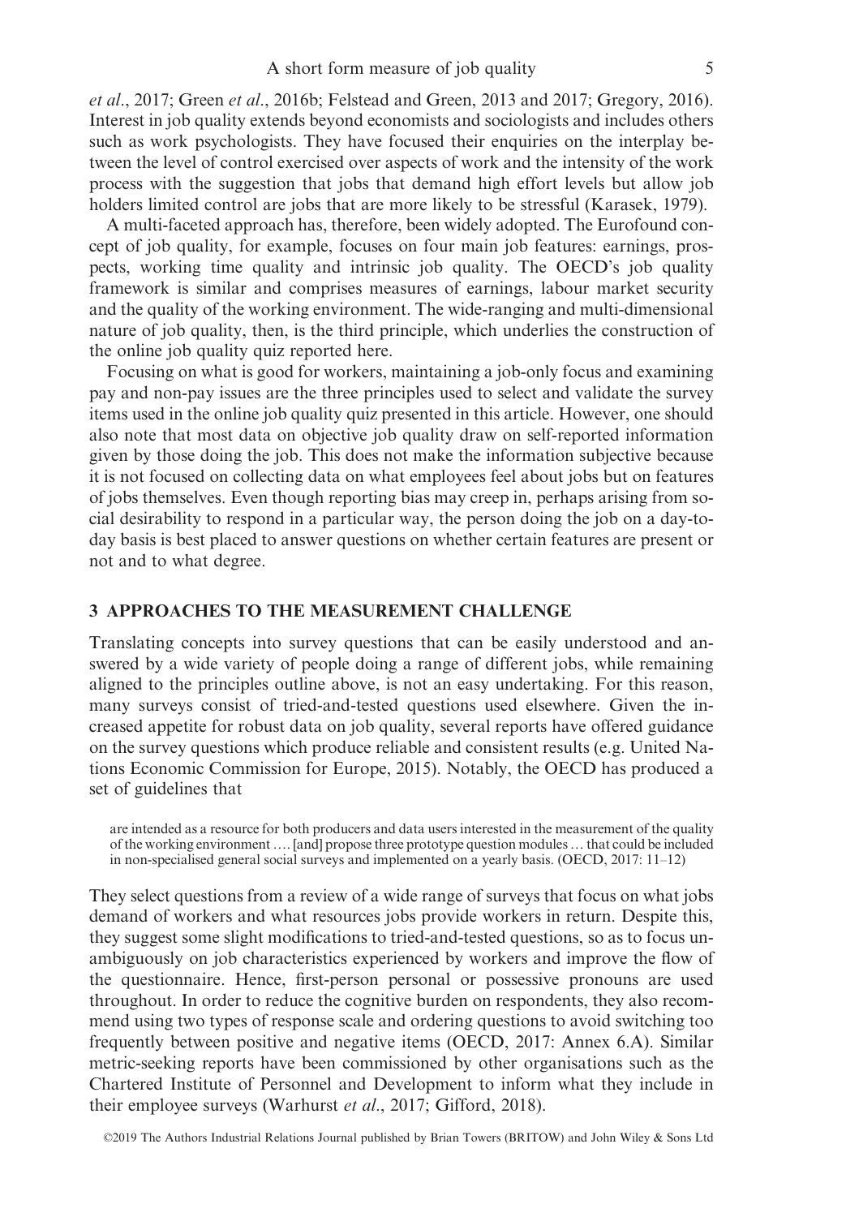*et al*., 2017; Green *et al*., 2016b; Felstead and Green, 2013 and 2017; Gregory, 2016). Interest in job quality extends beyond economists and sociologists and includes others such as work psychologists. They have focused their enquiries on the interplay between the level of control exercised over aspects of work and the intensity of the work process with the suggestion that jobs that demand high effort levels but allow job holders limited control are jobs that are more likely to be stressful (Karasek, 1979).

A multi-faceted approach has, therefore, been widely adopted. The Eurofound concept of job quality, for example, focuses on four main job features: earnings, prospects, working time quality and intrinsic job quality. The OECD's job quality framework is similar and comprises measures of earnings, labour market security and the quality of the working environment. The wide-ranging and multi-dimensional nature of job quality, then, is the third principle, which underlies the construction of the online job quality quiz reported here.

Focusing on what is good for workers, maintaining a job-only focus and examining pay and non-pay issues are the three principles used to select and validate the survey items used in the online job quality quiz presented in this article. However, one should also note that most data on objective job quality draw on self-reported information given by those doing the job. This does not make the information subjective because it is not focused on collecting data on what employees feel about jobs but on features of jobs themselves. Even though reporting bias may creep in, perhaps arising from social desirability to respond in a particular way, the person doing the job on a day-to-day basis is best placed to answer questions on whether certain features are present or not and to what degree.

## 3 APPROACHES TO THE MEASUREMENT CHALLENGE

Translating concepts into survey questions that can be easily understood and answered by a wide variety of people doing a range of different jobs, while remaining aligned to the principles outline above, is not an easy undertaking. For this reason, many surveys consist of tried-and-tested questions used elsewhere. Given the increased appetite for robust data on job quality, several reports have offered guidance on the survey questions which produce reliable and consistent results (e.g. United Nations Economic Commission for Europe, 2015). Notably, the OECD has produced a set of guidelines that

> are intended as a resource for both producers and data users interested in the measurement of the quality of the working environment …. [and] propose three prototype question modules … that could be included in non-specialised general social surveys and implemented on a yearly basis. (OECD, 2017: 11–12)

They select questions from a review of a wide range of surveys that focus on what jobs demand of workers and what resources jobs provide workers in return. Despite this, they suggest some slight modifications to tried-and-tested questions, so as to focus unambiguously on job characteristics experienced by workers and improve the flow of the questionnaire. Hence, first-person personal or possessive pronouns are used throughout. In order to reduce the cognitive burden on respondents, they also recommend using two types of response scale and ordering questions to avoid switching too frequently between positive and negative items (OECD, 2017: Annex 6.A). Similar metric-seeking reports have been commissioned by other organisations such as the Chartered Institute of Personnel and Development to inform what they include in their employee surveys (Warhurst *et al*., 2017; Gifford, 2018).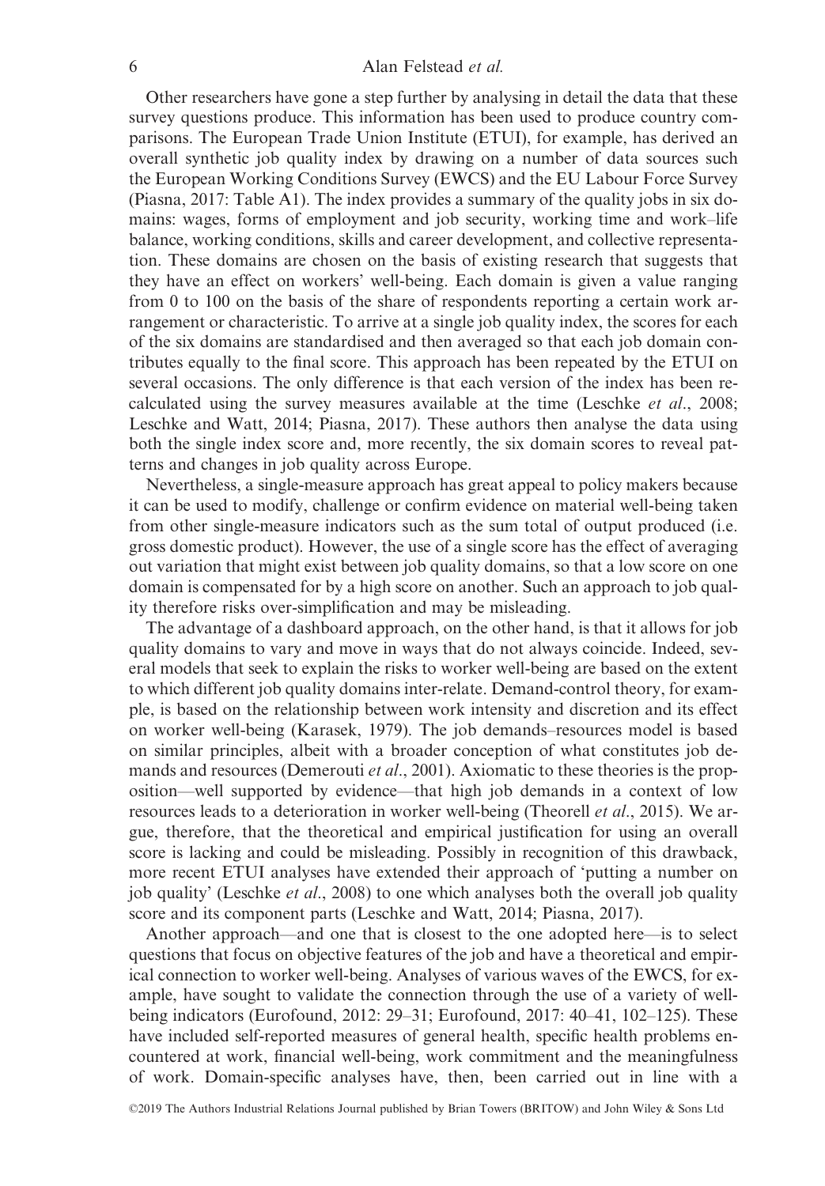Other researchers have gone a step further by analysing in detail the data that these survey questions produce. This information has been used to produce country comparisons. The European Trade Union Institute (ETUI), for example, has derived an overall synthetic job quality index by drawing on a number of data sources such the European Working Conditions Survey (EWCS) and the EU Labour Force Survey (Piasna, 2017: Table A1). The index provides a summary of the quality jobs in six domains: wages, forms of employment and job security, working time and work–life balance, working conditions, skills and career development, and collective representation. These domains are chosen on the basis of existing research that suggests that they have an effect on workers' well-being. Each domain is given a value ranging from 0 to 100 on the basis of the share of respondents reporting a certain work arrangement or characteristic. To arrive at a single job quality index, the scores for each of the six domains are standardised and then averaged so that each job domain contributes equally to the final score. This approach has been repeated by the ETUI on several occasions. The only difference is that each version of the index has been recalculated using the survey measures available at the time (Leschke *et al*., 2008; Leschke and Watt, 2014; Piasna, 2017). These authors then analyse the data using both the single index score and, more recently, the six domain scores to reveal patterns and changes in job quality across Europe.

Nevertheless, a single-measure approach has great appeal to policy makers because it can be used to modify, challenge or confirm evidence on material well-being taken from other single-measure indicators such as the sum total of output produced (i.e. gross domestic product). However, the use of a single score has the effect of averaging out variation that might exist between job quality domains, so that a low score on one domain is compensated for by a high score on another. Such an approach to job quality therefore risks over-simplification and may be misleading.

The advantage of a dashboard approach, on the other hand, is that it allows for job quality domains to vary and move in ways that do not always coincide. Indeed, several models that seek to explain the risks to worker well-being are based on the extent to which different job quality domains inter-relate. Demand-control theory, for example, is based on the relationship between work intensity and discretion and its effect on worker well-being (Karasek, 1979). The job demands–resources model is based on similar principles, albeit with a broader conception of what constitutes job demands and resources (Demerouti *et al*., 2001). Axiomatic to these theories is the proposition—well supported by evidence—that high job demands in a context of low resources leads to a deterioration in worker well-being (Theorell *et al*., 2015). We argue, therefore, that the theoretical and empirical justification for using an overall score is lacking and could be misleading. Possibly in recognition of this drawback, more recent ETUI analyses have extended their approach of 'putting a number on job quality' (Leschke *et al*., 2008) to one which analyses both the overall job quality score and its component parts (Leschke and Watt, 2014; Piasna, 2017).

Another approach—and one that is closest to the one adopted here—is to select questions that focus on objective features of the job and have a theoretical and empirical connection to worker well-being. Analyses of various waves of the EWCS, for example, have sought to validate the connection through the use of a variety of well-being indicators (Eurofound, 2012: 29–31; Eurofound, 2017: 40–41, 102–125). These have included self-reported measures of general health, specific health problems encountered at work, financial well-being, work commitment and the meaningfulness of work. Domain-specific analyses have, then, been carried out in line with a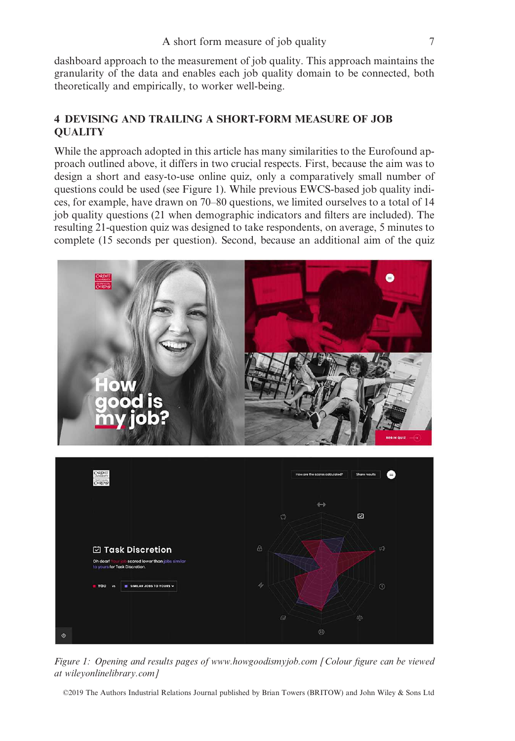dashboard approach to the measurement of job quality. This approach maintains the granularity of the data and enables each job quality domain to be connected, both theoretically and empirically, to worker well-being.

## 4 DEVISING AND TRAILING A SHORT-FORM MEASURE OF JOB QUALITY

While the approach adopted in this article has many similarities to the Eurofound approach outlined above, it differs in two crucial respects. First, because the aim was to design a short and easy-to-use online quiz, only a comparatively small number of questions could be used (see Figure 1). While previous EWCS-based job quality indices, for example, have drawn on 70–80 questions, we limited ourselves to a total of 14 job quality questions (21 when demographic indicators and filters are included). The resulting 21-question quiz was designed to take respondents, on average, 5 minutes to complete (15 seconds per question). Second, because an additional aim of the quiz

*Figure 1: Opening and results pages of www.howgoodismyjob.com [Colour figure can be viewed at wileyonlinelibrary.com]*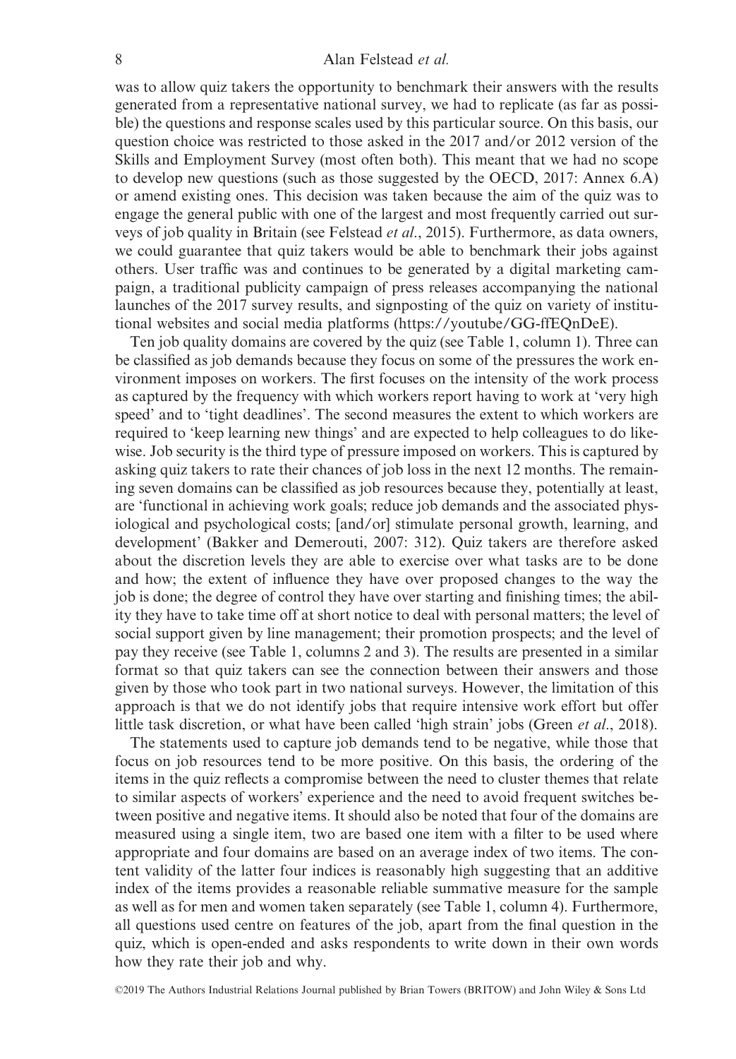was to allow quiz takers the opportunity to benchmark their answers with the results generated from a representative national survey, we had to replicate (as far as possible) the questions and response scales used by this particular source. On this basis, our question choice was restricted to those asked in the 2017 and/or 2012 version of the Skills and Employment Survey (most often both). This meant that we had no scope to develop new questions (such as those suggested by the OECD, 2017: Annex 6.A) or amend existing ones. This decision was taken because the aim of the quiz was to engage the general public with one of the largest and most frequently carried out surveys of job quality in Britain (see Felstead *et al*., 2015). Furthermore, as data owners, we could guarantee that quiz takers would be able to benchmark their jobs against others. User traffic was and continues to be generated by a digital marketing campaign, a traditional publicity campaign of press releases accompanying the national launches of the 2017 survey results, and signposting of the quiz on variety of institutional websites and social media platforms (https://youtube/GG-ffEQnDeE).

Ten job quality domains are covered by the quiz (see Table 1, column 1). Three can be classified as job demands because they focus on some of the pressures the work environment imposes on workers. The first focuses on the intensity of the work process as captured by the frequency with which workers report having to work at 'very high speed' and to 'tight deadlines'. The second measures the extent to which workers are required to 'keep learning new things' and are expected to help colleagues to do likewise. Job security is the third type of pressure imposed on workers. This is captured by asking quiz takers to rate their chances of job loss in the next 12 months. The remaining seven domains can be classified as job resources because they, potentially at least, are 'functional in achieving work goals; reduce job demands and the associated physiological and psychological costs; [and/or] stimulate personal growth, learning, and development' (Bakker and Demerouti, 2007: 312). Quiz takers are therefore asked about the discretion levels they are able to exercise over what tasks are to be done and how; the extent of influence they have over proposed changes to the way the job is done; the degree of control they have over starting and finishing times; the ability they have to take time off at short notice to deal with personal matters; the level of social support given by line management; their promotion prospects; and the level of pay they receive (see Table 1, columns 2 and 3). The results are presented in a similar format so that quiz takers can see the connection between their answers and those given by those who took part in two national surveys. However, the limitation of this approach is that we do not identify jobs that require intensive work effort but offer little task discretion, or what have been called 'high strain' jobs (Green *et al*., 2018).

The statements used to capture job demands tend to be negative, while those that focus on job resources tend to be more positive. On this basis, the ordering of the items in the quiz reflects a compromise between the need to cluster themes that relate to similar aspects of workers' experience and the need to avoid frequent switches between positive and negative items. It should also be noted that four of the domains are measured using a single item, two are based one item with a filter to be used where appropriate and four domains are based on an average index of two items. The content validity of the latter four indices is reasonably high suggesting that an additive index of the items provides a reasonable reliable summative measure for the sample as well as for men and women taken separately (see Table 1, column 4). Furthermore, all questions used centre on features of the job, apart from the final question in the quiz, which is open-ended and asks respondents to write down in their own words how they rate their job and why.

©2019 The Authors Industrial Relations Journal published by Brian Towers (BRITOW) and John Wiley & Sons Ltd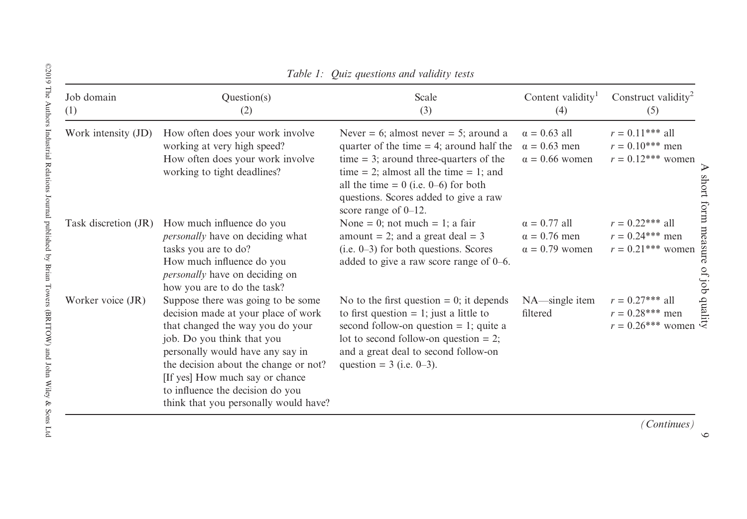Table 1: Quiz questions and validity tests

| Job domain (1) | Question(s) (2) | Scale (3) | Content validity[1] (4) | Construct validity[2] (5) |
|---|---|---|---|---|
| Work intensity (JD) | How often does your work involve working at very high speed? How often does your work involve working to tight deadlines? | Never = 6; almost never = 5; around a quarter of the time = 4; around half the time = 3; around three-quarters of the time = 2; almost all the time = 1; and all the time = 0 (i.e. 0–6) for both questions. Scores added to give a raw score range of 0–12. | $\alpha = 0.63$ all $\alpha = 0.63$ men $\alpha = 0.66$ women | $r = 0.11$*** all $r = 0.10$*** men $r = 0.12$*** women |
| Task discretion (JR) | How much influence do you *personally* have on deciding what tasks you are to do? How much influence do you *personally* have on deciding on how you are to do the task? | None = 0; not much = 1; a fair amount = 2; and a great deal = 3 (i.e. 0–3) for both questions. Scores added to give a raw score range of 0–6. | $\alpha = 0.77$ all $\alpha = 0.76$ men $\alpha = 0.79$ women | $r = 0.22$*** all $r = 0.24$*** men $r = 0.21$*** women |
| Worker voice (JR) | Suppose there was going to be some decision made at your place of work that changed the way you do your job. Do you think that you personally would have any say in the decision about the change or not? [If yes] How much say or chance to influence the decision do you think that you personally would have? | No to the first question = 0; it depends to first question = 1; just a little to second follow-on question = 1; quite a lot to second follow-on question = 2; and a great deal to second follow-on question = 3 (i.e. 0–3). | NA—single item filtered | $r = 0.27$*** all $r = 0.28$*** men $r = 0.26$*** women |

*(Continues)*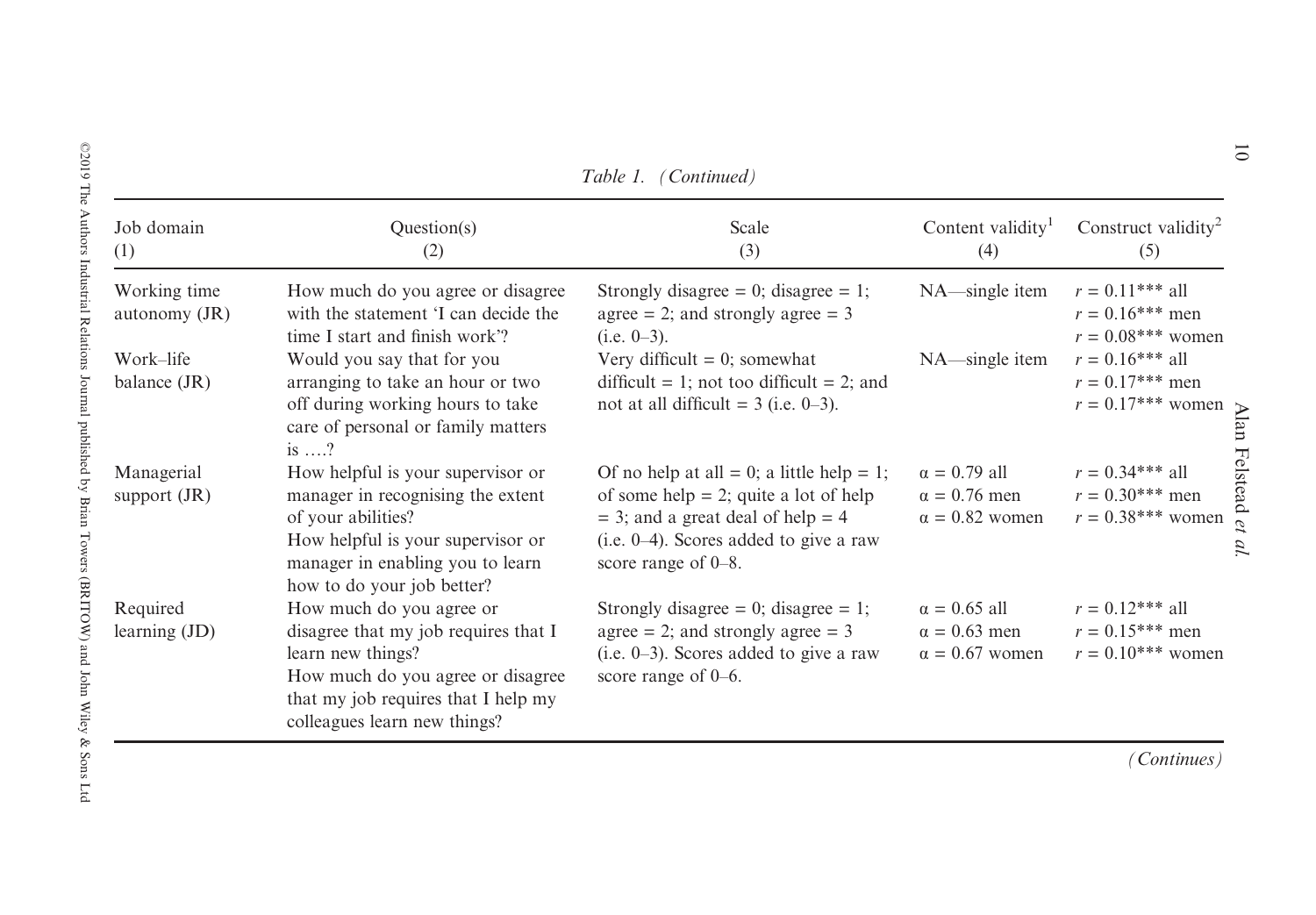Table 1. (Continued)

| Job domain (1) | Question(s) (2) | Scale (3) | Content validity[1] (4) | Construct validity[2] (5) |
|---|---|---|---|---|
| Working time autonomy (JR) | How much do you agree or disagree with the statement 'I can decide the time I start and finish work'? | Strongly disagree = 0; disagree = 1; agree = 2; and strongly agree = 3 (i.e. 0–3). | NA—single item | $r = 0.11$*** all<br>$r = 0.16$*** men<br>$r = 0.08$*** women |
| Work–life balance (JR) | Would you say that for you arranging to take an hour or two off during working hours to take care of personal or family matters is ….? | Very difficult = 0; somewhat difficult = 1; not too difficult = 2; and not at all difficult = 3 (i.e. 0–3). | NA—single item | $r = 0.16$*** all<br>$r = 0.17$*** men<br>$r = 0.17$*** women |
| Managerial support (JR) | How helpful is your supervisor or manager in recognising the extent of your abilities?<br>How helpful is your supervisor or manager in enabling you to learn how to do your job better? | Of no help at all = 0; a little help = 1; of some help = 2; quite a lot of help = 3; and a great deal of help = 4 (i.e. 0–4). Scores added to give a raw score range of 0–8. | $\alpha = 0.79$ all<br>$\alpha = 0.76$ men<br>$\alpha = 0.82$ women | $r = 0.34$*** all<br>$r = 0.30$*** men<br>$r = 0.38$*** women |
| Required learning (JD) | How much do you agree or disagree that my job requires that I learn new things?<br>How much do you agree or disagree that my job requires that I help my colleagues learn new things? | Strongly disagree = 0; disagree = 1; agree = 2; and strongly agree = 3 (i.e. 0–3). Scores added to give a raw score range of 0–6. | $\alpha = 0.65$ all<br>$\alpha = 0.63$ men<br>$\alpha = 0.67$ women | $r = 0.12$*** all<br>$r = 0.15$*** men<br>$r = 0.10$*** women |

(Continues)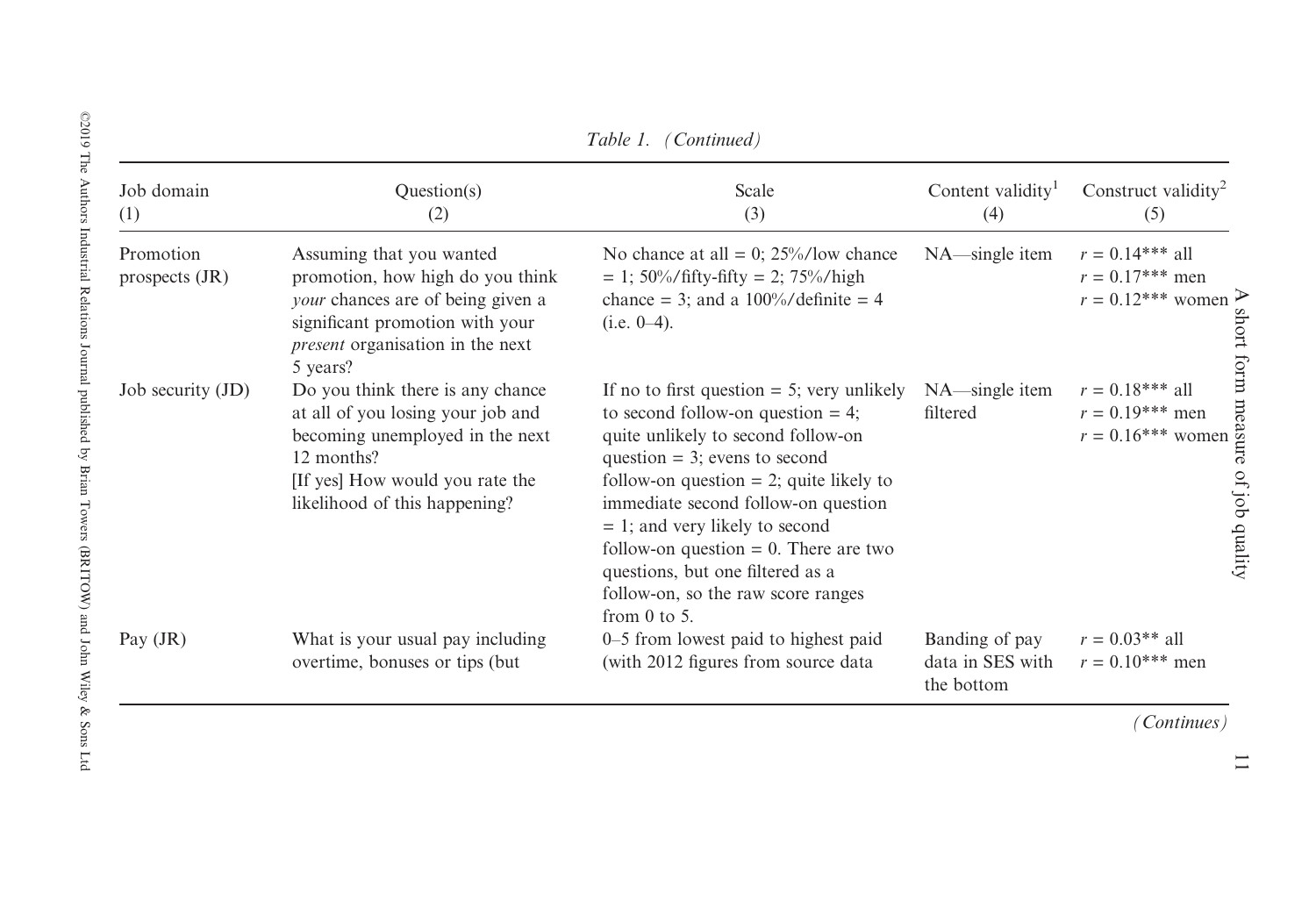Table 1. (Continued)

| Job domain (1) | Question(s) (2) | Scale (3) | Content validity[1] (4) | Construct validity[2] (5) |
|---|---|---|---|---|
| Promotion prospects (JR) | Assuming that you wanted promotion, how high do you think *your* chances are of being given a significant promotion with your *present* organisation in the next 5 years? | No chance at all = 0; 25%/low chance = 1; 50%/fifty-fifty = 2; 75%/high chance = 3; and a 100%/definite = 4 (i.e. 0–4). | NA—single item | $r = 0.14^{***}$ all $r = 0.17^{***}$ men $r = 0.12^{***}$ women |
| Job security (JD) | Do you think there is any chance at all of you losing your job and becoming unemployed in the next 12 months? [If yes] How would you rate the likelihood of this happening? | If no to first question = 5; very unlikely to second follow-on question = 4; quite unlikely to second follow-on question = 3; evens to second follow-on question = 2; quite likely to immediate second follow-on question = 1; and very likely to second follow-on question = 0. There are two questions, but one filtered as a follow-on, so the raw score ranges from 0 to 5. | NA—single item filtered | $r = 0.18^{***}$ all $r = 0.19^{***}$ men $r = 0.16^{***}$ women |
| Pay (JR) | What is your usual pay including overtime, bonuses or tips (but | 0–5 from lowest paid to highest paid (with 2012 figures from source data | Banding of pay data in SES with the bottom | $r = 0.03^{**}$ all $r = 0.10^{***}$ men |

(Continues)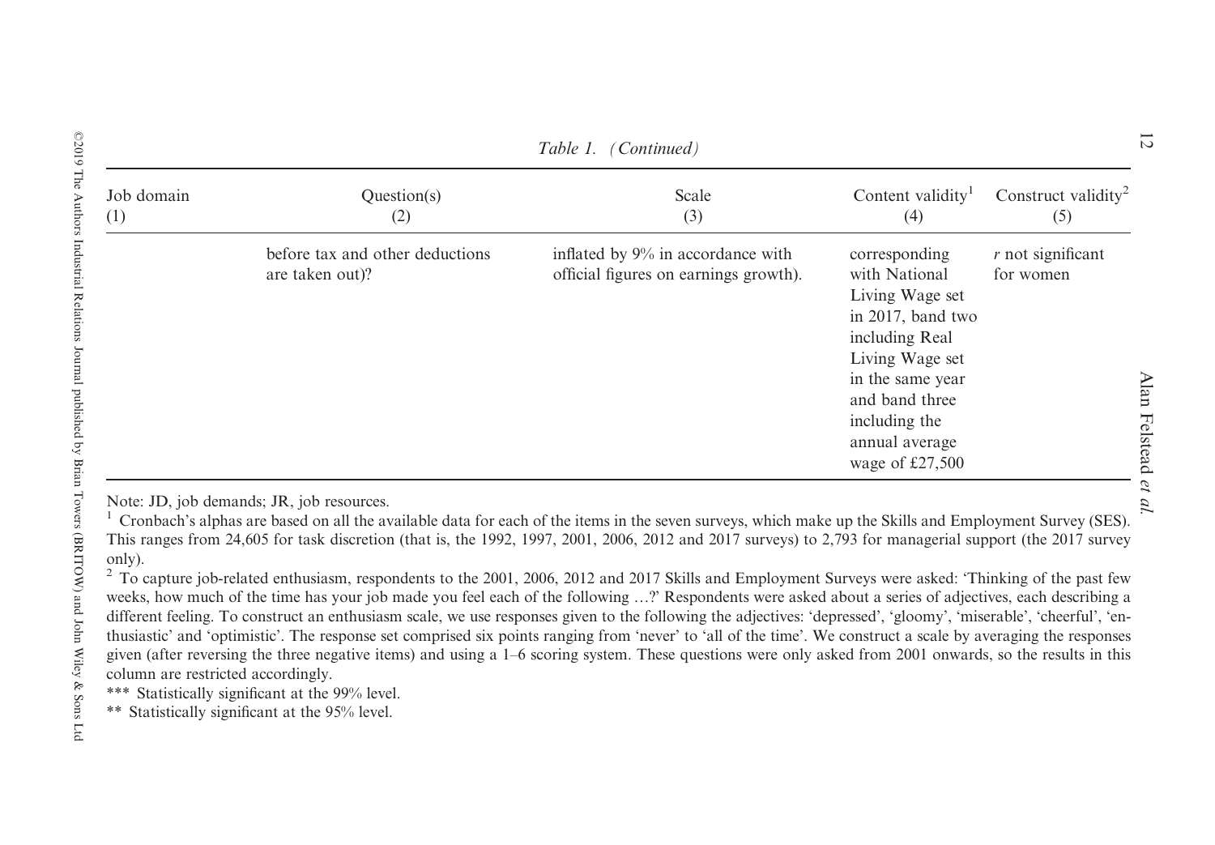Table 1. (Continued)

| Job domain (1) | Question(s) (2) | Scale (3) | Content validity[1] (4) | Construct validity[2] (5) |
|---|---|---|---|---|
| | before tax and other deductions are taken out)? | inflated by 9% in accordance with official figures on earnings growth). | corresponding with National Living Wage set in 2017, band two including Real Living Wage set in the same year and band three including the annual average wage of £27,500 | *r* not significant for women |

Note: JD, job demands; JR, job resources.

[1] Cronbach's alphas are based on all the available data for each of the items in the seven surveys, which make up the Skills and Employment Survey (SES). This ranges from 24,605 for task discretion (that is, the 1992, 1997, 2001, 2006, 2012 and 2017 surveys) to 2,793 for managerial support (the 2017 survey only).

[2] To capture job-related enthusiasm, respondents to the 2001, 2006, 2012 and 2017 Skills and Employment Surveys were asked: 'Thinking of the past few weeks, how much of the time has your job made you feel each of the following …?' Respondents were asked about a series of adjectives, each describing a different feeling. To construct an enthusiasm scale, we use responses given to the following the adjectives: 'depressed', 'gloomy', 'miserable', 'cheerful', 'enthusiastic' and 'optimistic'. The response set comprised six points ranging from 'never' to 'all of the time'. We construct a scale by averaging the responses given (after reversing the three negative items) and using a 1–6 scoring system. These questions were only asked from 2001 onwards, so the results in this column are restricted accordingly.

*** Statistically significant at the 99% level.

** Statistically significant at the 95% level.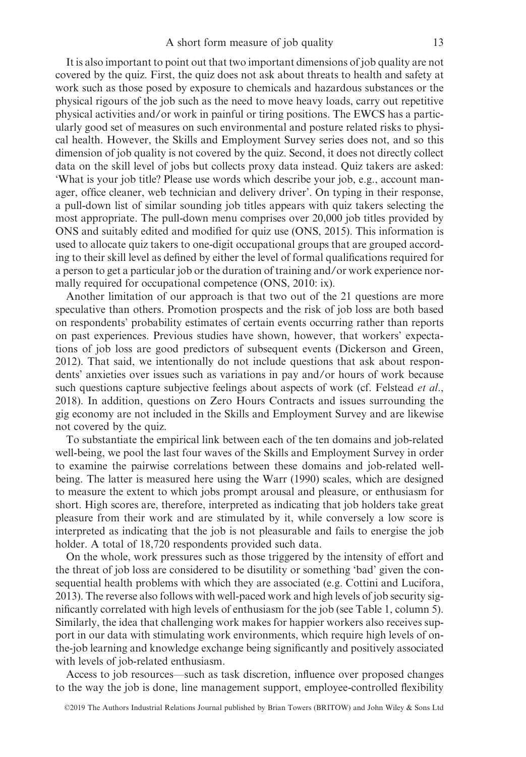It is also important to point out that two important dimensions of job quality are not covered by the quiz. First, the quiz does not ask about threats to health and safety at work such as those posed by exposure to chemicals and hazardous substances or the physical rigours of the job such as the need to move heavy loads, carry out repetitive physical activities and/or work in painful or tiring positions. The EWCS has a particularly good set of measures on such environmental and posture related risks to physical health. However, the Skills and Employment Survey series does not, and so this dimension of job quality is not covered by the quiz. Second, it does not directly collect data on the skill level of jobs but collects proxy data instead. Quiz takers are asked: 'What is your job title? Please use words which describe your job, e.g., account manager, office cleaner, web technician and delivery driver'. On typing in their response, a pull-down list of similar sounding job titles appears with quiz takers selecting the most appropriate. The pull-down menu comprises over 20,000 job titles provided by ONS and suitably edited and modified for quiz use (ONS, 2015). This information is used to allocate quiz takers to one-digit occupational groups that are grouped according to their skill level as defined by either the level of formal qualifications required for a person to get a particular job or the duration of training and/or work experience normally required for occupational competence (ONS, 2010: ix).

Another limitation of our approach is that two out of the 21 questions are more speculative than others. Promotion prospects and the risk of job loss are both based on respondents' probability estimates of certain events occurring rather than reports on past experiences. Previous studies have shown, however, that workers' expectations of job loss are good predictors of subsequent events (Dickerson and Green, 2012). That said, we intentionally do not include questions that ask about respondents' anxieties over issues such as variations in pay and/or hours of work because such questions capture subjective feelings about aspects of work (cf. Felstead *et al*., 2018). In addition, questions on Zero Hours Contracts and issues surrounding the gig economy are not included in the Skills and Employment Survey and are likewise not covered by the quiz.

To substantiate the empirical link between each of the ten domains and job-related well-being, we pool the last four waves of the Skills and Employment Survey in order to examine the pairwise correlations between these domains and job-related well-being. The latter is measured here using the Warr (1990) scales, which are designed to measure the extent to which jobs prompt arousal and pleasure, or enthusiasm for short. High scores are, therefore, interpreted as indicating that job holders take great pleasure from their work and are stimulated by it, while conversely a low score is interpreted as indicating that the job is not pleasurable and fails to energise the job holder. A total of 18,720 respondents provided such data.

On the whole, work pressures such as those triggered by the intensity of effort and the threat of job loss are considered to be disutility or something 'bad' given the consequential health problems with which they are associated (e.g. Cottini and Lucifora, 2013). The reverse also follows with well-paced work and high levels of job security significantly correlated with high levels of enthusiasm for the job (see Table 1, column 5). Similarly, the idea that challenging work makes for happier workers also receives support in our data with stimulating work environments, which require high levels of on-the-job learning and knowledge exchange being significantly and positively associated with levels of job-related enthusiasm.

Access to job resources—such as task discretion, influence over proposed changes to the way the job is done, line management support, employee-controlled flexibility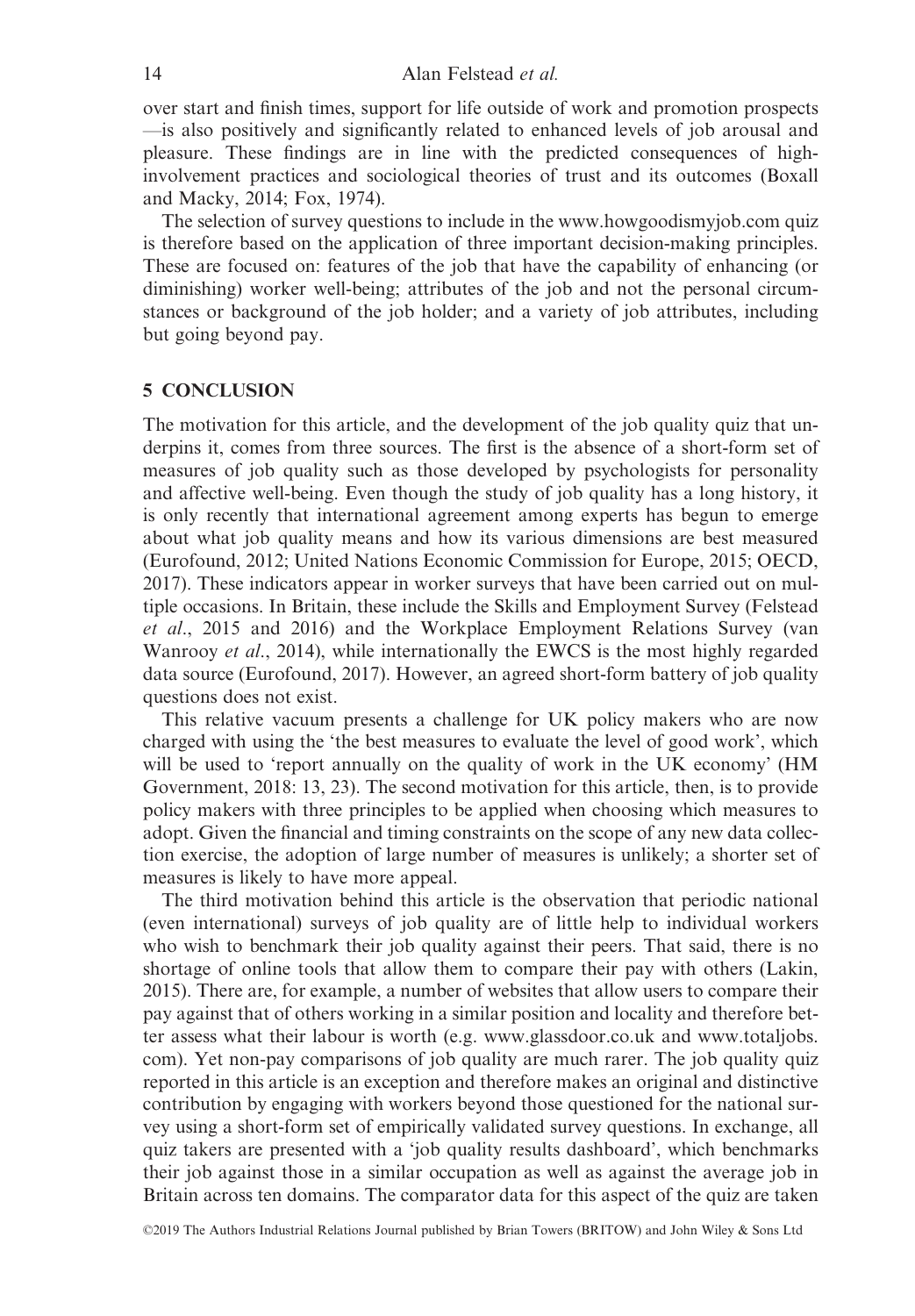over start and finish times, support for life outside of work and promotion prospects—is also positively and significantly related to enhanced levels of job arousal and pleasure. These findings are in line with the predicted consequences of high-involvement practices and sociological theories of trust and its outcomes (Boxall and Macky, 2014; Fox, 1974).

The selection of survey questions to include in the www.howgoodismyjob.com quiz is therefore based on the application of three important decision-making principles. These are focused on: features of the job that have the capability of enhancing (or diminishing) worker well-being; attributes of the job and not the personal circumstances or background of the job holder; and a variety of job attributes, including but going beyond pay.

## 5 CONCLUSION

The motivation for this article, and the development of the job quality quiz that underpins it, comes from three sources. The first is the absence of a short-form set of measures of job quality such as those developed by psychologists for personality and affective well-being. Even though the study of job quality has a long history, it is only recently that international agreement among experts has begun to emerge about what job quality means and how its various dimensions are best measured (Eurofound, 2012; United Nations Economic Commission for Europe, 2015; OECD, 2017). These indicators appear in worker surveys that have been carried out on multiple occasions. In Britain, these include the Skills and Employment Survey (Felstead *et al*., 2015 and 2016) and the Workplace Employment Relations Survey (van Wanrooy *et al*., 2014), while internationally the EWCS is the most highly regarded data source (Eurofound, 2017). However, an agreed short-form battery of job quality questions does not exist.

This relative vacuum presents a challenge for UK policy makers who are now charged with using the 'the best measures to evaluate the level of good work', which will be used to 'report annually on the quality of work in the UK economy' (HM Government, 2018: 13, 23). The second motivation for this article, then, is to provide policy makers with three principles to be applied when choosing which measures to adopt. Given the financial and timing constraints on the scope of any new data collection exercise, the adoption of large number of measures is unlikely; a shorter set of measures is likely to have more appeal.

The third motivation behind this article is the observation that periodic national (even international) surveys of job quality are of little help to individual workers who wish to benchmark their job quality against their peers. That said, there is no shortage of online tools that allow them to compare their pay with others (Lakin, 2015). There are, for example, a number of websites that allow users to compare their pay against that of others working in a similar position and locality and therefore better assess what their labour is worth (e.g. www.glassdoor.co.uk and www.totaljobs.com). Yet non-pay comparisons of job quality are much rarer. The job quality quiz reported in this article is an exception and therefore makes an original and distinctive contribution by engaging with workers beyond those questioned for the national survey using a short-form set of empirically validated survey questions. In exchange, all quiz takers are presented with a 'job quality results dashboard', which benchmarks their job against those in a similar occupation as well as against the average job in Britain across ten domains. The comparator data for this aspect of the quiz are taken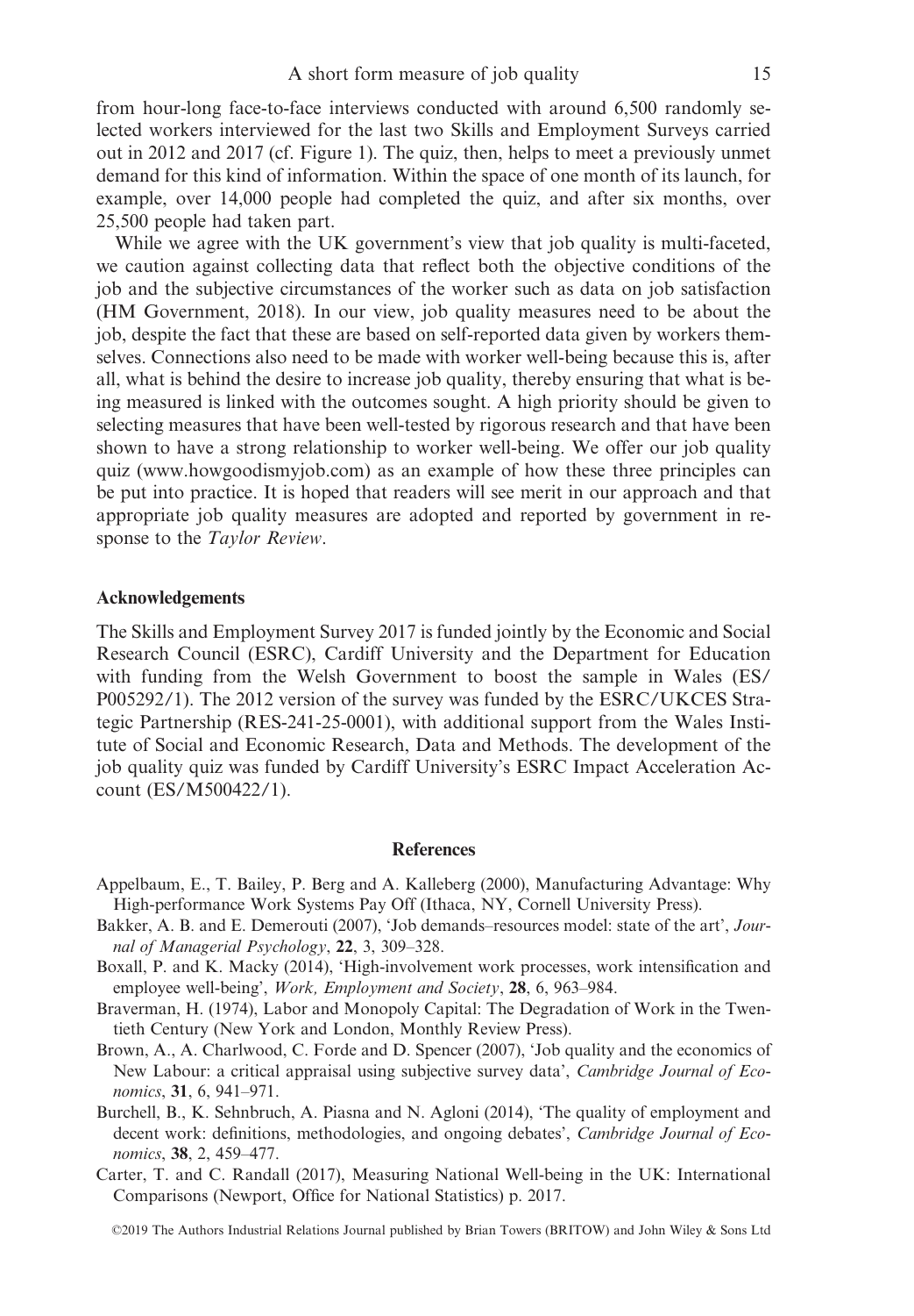from hour-long face-to-face interviews conducted with around 6,500 randomly selected workers interviewed for the last two Skills and Employment Surveys carried out in 2012 and 2017 (cf. Figure 1). The quiz, then, helps to meet a previously unmet demand for this kind of information. Within the space of one month of its launch, for example, over 14,000 people had completed the quiz, and after six months, over 25,500 people had taken part.

While we agree with the UK government's view that job quality is multi-faceted, we caution against collecting data that reflect both the objective conditions of the job and the subjective circumstances of the worker such as data on job satisfaction (HM Government, 2018). In our view, job quality measures need to be about the job, despite the fact that these are based on self-reported data given by workers themselves. Connections also need to be made with worker well-being because this is, after all, what is behind the desire to increase job quality, thereby ensuring that what is being measured is linked with the outcomes sought. A high priority should be given to selecting measures that have been well-tested by rigorous research and that have been shown to have a strong relationship to worker well-being. We offer our job quality quiz (www.howgoodismyjob.com) as an example of how these three principles can be put into practice. It is hoped that readers will see merit in our approach and that appropriate job quality measures are adopted and reported by government in response to the *Taylor Review*.

### Acknowledgements

The Skills and Employment Survey 2017 is funded jointly by the Economic and Social Research Council (ESRC), Cardiff University and the Department for Education with funding from the Welsh Government to boost the sample in Wales (ES/P005292/1). The 2012 version of the survey was funded by the ESRC/UKCES Strategic Partnership (RES-241-25-0001), with additional support from the Wales Institute of Social and Economic Research, Data and Methods. The development of the job quality quiz was funded by Cardiff University's ESRC Impact Acceleration Account (ES/M500422/1).

## References

Appelbaum, E., T. Bailey, P. Berg and A. Kalleberg (2000), Manufacturing Advantage: Why High-performance Work Systems Pay Off (Ithaca, NY, Cornell University Press).

Bakker, A. B. and E. Demerouti (2007), 'Job demands–resources model: state of the art', *Journal of Managerial Psychology*, **22**, 3, 309–328.

Boxall, P. and K. Macky (2014), 'High-involvement work processes, work intensification and employee well-being', *Work, Employment and Society*, **28**, 6, 963–984.

Braverman, H. (1974), Labor and Monopoly Capital: The Degradation of Work in the Twentieth Century (New York and London, Monthly Review Press).

Brown, A., A. Charlwood, C. Forde and D. Spencer (2007), 'Job quality and the economics of New Labour: a critical appraisal using subjective survey data', *Cambridge Journal of Economics*, **31**, 6, 941–971.

Burchell, B., K. Sehnbruch, A. Piasna and N. Agloni (2014), 'The quality of employment and decent work: definitions, methodologies, and ongoing debates', *Cambridge Journal of Economics*, **38**, 2, 459–477.

Carter, T. and C. Randall (2017), Measuring National Well-being in the UK: International Comparisons (Newport, Office for National Statistics) p. 2017.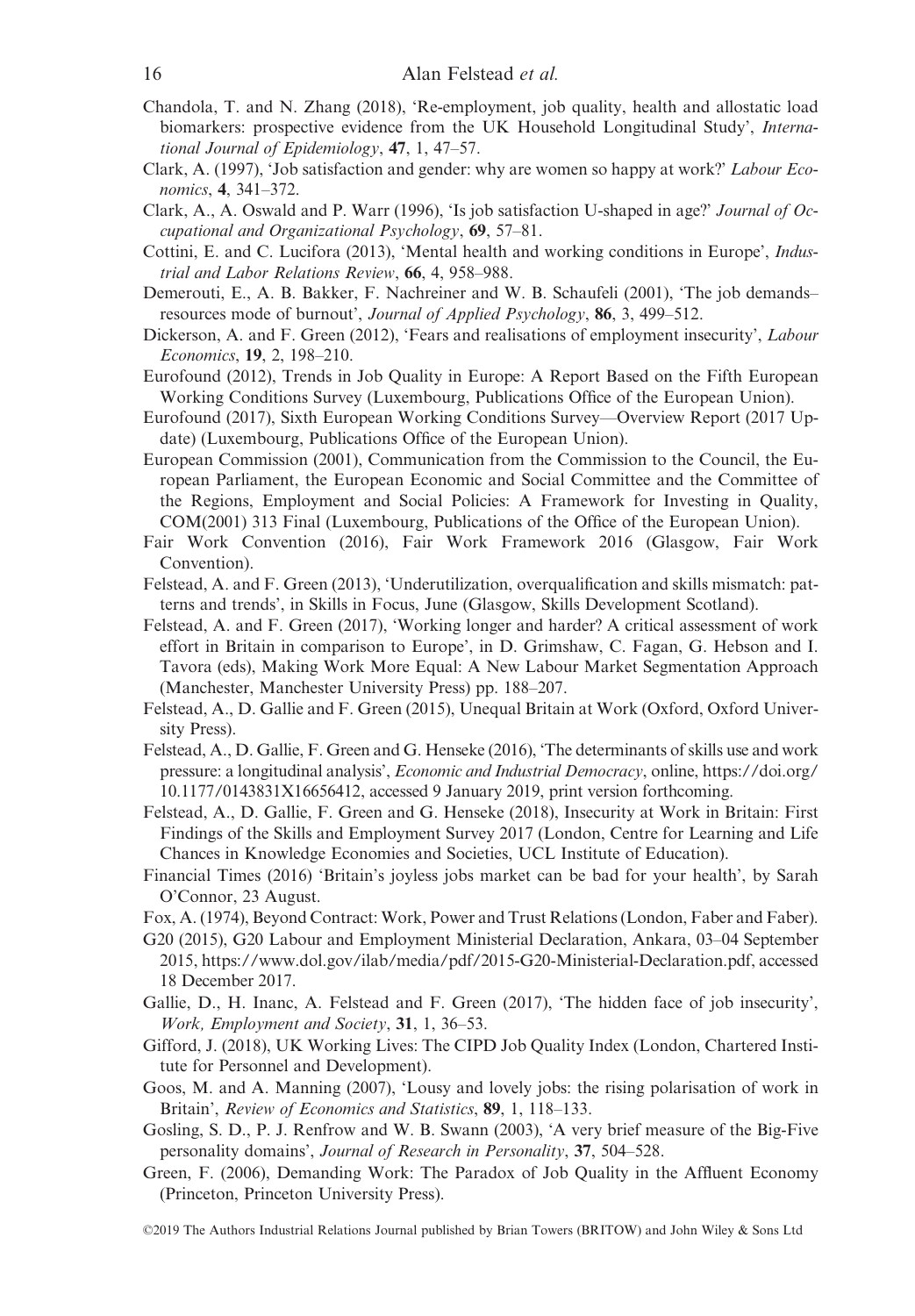Chandola, T. and N. Zhang (2018), 'Re-employment, job quality, health and allostatic load biomarkers: prospective evidence from the UK Household Longitudinal Study', *International Journal of Epidemiology*, **47**, 1, 47–57.

Clark, A. (1997), 'Job satisfaction and gender: why are women so happy at work?' *Labour Economics*, **4**, 341–372.

Clark, A., A. Oswald and P. Warr (1996), 'Is job satisfaction U-shaped in age?' *Journal of Occupational and Organizational Psychology*, **69**, 57–81.

Cottini, E. and C. Lucifora (2013), 'Mental health and working conditions in Europe', *Industrial and Labor Relations Review*, **66**, 4, 958–988.

Demerouti, E., A. B. Bakker, F. Nachreiner and W. B. Schaufeli (2001), 'The job demands–resources mode of burnout', *Journal of Applied Psychology*, **86**, 3, 499–512.

Dickerson, A. and F. Green (2012), 'Fears and realisations of employment insecurity', *Labour Economics*, **19**, 2, 198–210.

Eurofound (2012), Trends in Job Quality in Europe: A Report Based on the Fifth European Working Conditions Survey (Luxembourg, Publications Office of the European Union).

Eurofound (2017), Sixth European Working Conditions Survey—Overview Report (2017 Update) (Luxembourg, Publications Office of the European Union).

European Commission (2001), Communication from the Commission to the Council, the European Parliament, the European Economic and Social Committee and the Committee of the Regions, Employment and Social Policies: A Framework for Investing in Quality, COM(2001) 313 Final (Luxembourg, Publications of the Office of the European Union).

Fair Work Convention (2016), Fair Work Framework 2016 (Glasgow, Fair Work Convention).

Felstead, A. and F. Green (2013), 'Underutilization, overqualification and skills mismatch: patterns and trends', in Skills in Focus, June (Glasgow, Skills Development Scotland).

Felstead, A. and F. Green (2017), 'Working longer and harder? A critical assessment of work effort in Britain in comparison to Europe', in D. Grimshaw, C. Fagan, G. Hebson and I. Tavora (eds), Making Work More Equal: A New Labour Market Segmentation Approach (Manchester, Manchester University Press) pp. 188–207.

Felstead, A., D. Gallie and F. Green (2015), Unequal Britain at Work (Oxford, Oxford University Press).

Felstead, A., D. Gallie, F. Green and G. Henseke (2016), 'The determinants of skills use and work pressure: a longitudinal analysis', *Economic and Industrial Democracy*, online, https://doi.org/10.1177/0143831X16656412, accessed 9 January 2019, print version forthcoming.

Felstead, A., D. Gallie, F. Green and G. Henseke (2018), Insecurity at Work in Britain: First Findings of the Skills and Employment Survey 2017 (London, Centre for Learning and Life Chances in Knowledge Economies and Societies, UCL Institute of Education).

Financial Times (2016) 'Britain's joyless jobs market can be bad for your health', by Sarah O'Connor, 23 August.

Fox, A. (1974), Beyond Contract: Work, Power and Trust Relations (London, Faber and Faber).

G20 (2015), G20 Labour and Employment Ministerial Declaration, Ankara, 03–04 September 2015, https://www.dol.gov/ilab/media/pdf/2015-G20-Ministerial-Declaration.pdf, accessed 18 December 2017.

Gallie, D., H. Inanc, A. Felstead and F. Green (2017), 'The hidden face of job insecurity', *Work, Employment and Society*, **31**, 1, 36–53.

Gifford, J. (2018), UK Working Lives: The CIPD Job Quality Index (London, Chartered Institute for Personnel and Development).

Goos, M. and A. Manning (2007), 'Lousy and lovely jobs: the rising polarisation of work in Britain', *Review of Economics and Statistics*, **89**, 1, 118–133.

Gosling, S. D., P. J. Renfrow and W. B. Swann (2003), 'A very brief measure of the Big-Five personality domains', *Journal of Research in Personality*, **37**, 504–528.

Green, F. (2006), Demanding Work: The Paradox of Job Quality in the Affluent Economy (Princeton, Princeton University Press).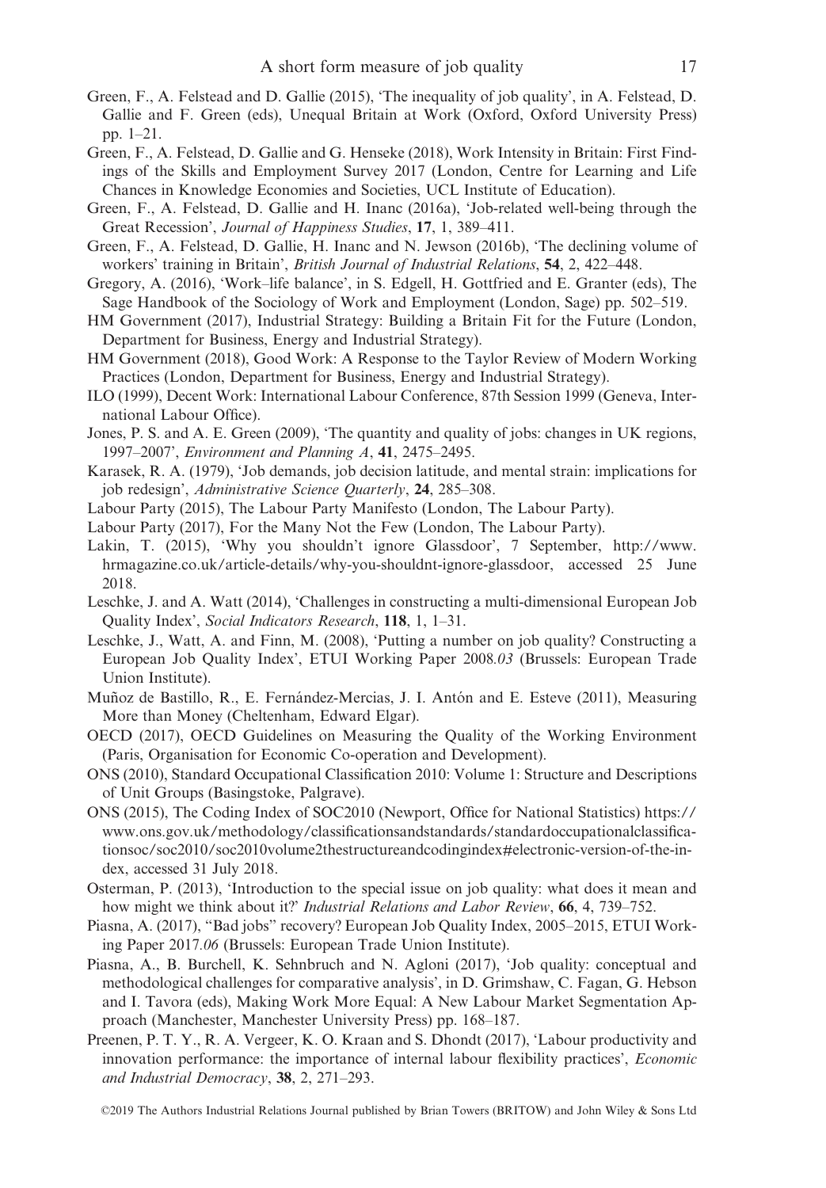Green, F., A. Felstead and D. Gallie (2015), 'The inequality of job quality', in A. Felstead, D. Gallie and F. Green (eds), Unequal Britain at Work (Oxford, Oxford University Press) pp. 1–21.

Green, F., A. Felstead, D. Gallie and G. Henseke (2018), Work Intensity in Britain: First Findings of the Skills and Employment Survey 2017 (London, Centre for Learning and Life Chances in Knowledge Economies and Societies, UCL Institute of Education).

Green, F., A. Felstead, D. Gallie and H. Inanc (2016a), 'Job-related well-being through the Great Recession', *Journal of Happiness Studies*, **17**, 1, 389–411.

Green, F., A. Felstead, D. Gallie, H. Inanc and N. Jewson (2016b), 'The declining volume of workers' training in Britain', *British Journal of Industrial Relations*, **54**, 2, 422–448.

Gregory, A. (2016), 'Work–life balance', in S. Edgell, H. Gottfried and E. Granter (eds), The Sage Handbook of the Sociology of Work and Employment (London, Sage) pp. 502–519.

HM Government (2017), Industrial Strategy: Building a Britain Fit for the Future (London, Department for Business, Energy and Industrial Strategy).

HM Government (2018), Good Work: A Response to the Taylor Review of Modern Working Practices (London, Department for Business, Energy and Industrial Strategy).

ILO (1999), Decent Work: International Labour Conference, 87th Session 1999 (Geneva, International Labour Office).

Jones, P. S. and A. E. Green (2009), 'The quantity and quality of jobs: changes in UK regions, 1997–2007', *Environment and Planning A*, **41**, 2475–2495.

Karasek, R. A. (1979), 'Job demands, job decision latitude, and mental strain: implications for job redesign', *Administrative Science Quarterly*, **24**, 285–308.

Labour Party (2015), The Labour Party Manifesto (London, The Labour Party).

Labour Party (2017), For the Many Not the Few (London, The Labour Party).

Lakin, T. (2015), 'Why you shouldn't ignore Glassdoor', 7 September, http://www.hrmagazine.co.uk/article-details/why-you-shouldnt-ignore-glassdoor, accessed 25 June 2018.

Leschke, J. and A. Watt (2014), 'Challenges in constructing a multi-dimensional European Job Quality Index', *Social Indicators Research*, **118**, 1, 1–31.

Leschke, J., Watt, A. and Finn, M. (2008), 'Putting a number on job quality? Constructing a European Job Quality Index', ETUI Working Paper 2008*.03* (Brussels: European Trade Union Institute).

Muñoz de Bastillo, R., E. Fernández-Mercias, J. I. Antón and E. Esteve (2011), Measuring More than Money (Cheltenham, Edward Elgar).

OECD (2017), OECD Guidelines on Measuring the Quality of the Working Environment (Paris, Organisation for Economic Co-operation and Development).

ONS (2010), Standard Occupational Classification 2010: Volume 1: Structure and Descriptions of Unit Groups (Basingstoke, Palgrave).

ONS (2015), The Coding Index of SOC2010 (Newport, Office for National Statistics) https://www.ons.gov.uk/methodology/classificationsandstandards/standardoccupationalclassificationsoc/soc2010/soc2010volume2thestructureandcodingindex#electronic-version-of-the-index, accessed 31 July 2018.

Osterman, P. (2013), 'Introduction to the special issue on job quality: what does it mean and how might we think about it?' *Industrial Relations and Labor Review*, **66**, 4, 739–752.

Piasna, A. (2017), "Bad jobs" recovery? European Job Quality Index, 2005–2015, ETUI Working Paper 2017*.06* (Brussels: European Trade Union Institute).

Piasna, A., B. Burchell, K. Sehnbruch and N. Agloni (2017), 'Job quality: conceptual and methodological challenges for comparative analysis', in D. Grimshaw, C. Fagan, G. Hebson and I. Tavora (eds), Making Work More Equal: A New Labour Market Segmentation Approach (Manchester, Manchester University Press) pp. 168–187.

Preenen, P. T. Y., R. A. Vergeer, K. O. Kraan and S. Dhondt (2017), 'Labour productivity and innovation performance: the importance of internal labour flexibility practices', *Economic and Industrial Democracy*, **38**, 2, 271–293.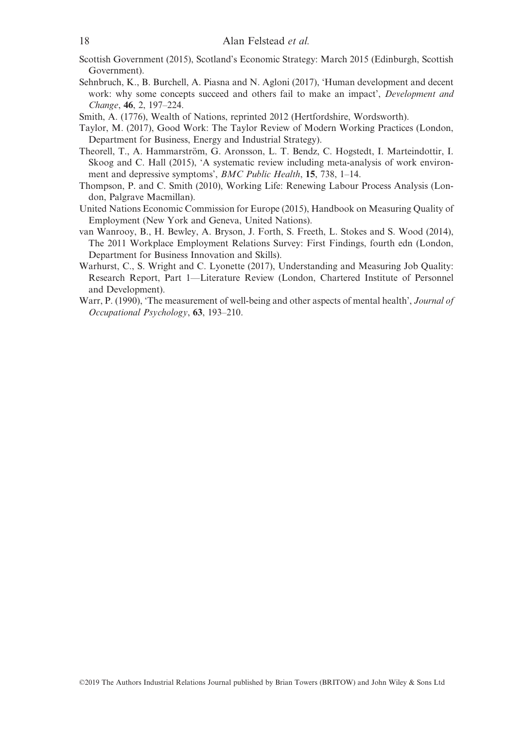Scottish Government (2015), Scotland's Economic Strategy: March 2015 (Edinburgh, Scottish Government).

Sehnbruch, K., B. Burchell, A. Piasna and N. Agloni (2017), 'Human development and decent work: why some concepts succeed and others fail to make an impact', *Development and Change*, **46**, 2, 197–224.

Smith, A. (1776), Wealth of Nations, reprinted 2012 (Hertfordshire, Wordsworth).

Taylor, M. (2017), Good Work: The Taylor Review of Modern Working Practices (London, Department for Business, Energy and Industrial Strategy).

Theorell, T., A. Hammarström, G. Aronsson, L. T. Bendz, C. Hogstedt, I. Marteindottir, I. Skoog and C. Hall (2015), 'A systematic review including meta-analysis of work environment and depressive symptoms', *BMC Public Health*, **15**, 738, 1–14.

Thompson, P. and C. Smith (2010), Working Life: Renewing Labour Process Analysis (London, Palgrave Macmillan).

United Nations Economic Commission for Europe (2015), Handbook on Measuring Quality of Employment (New York and Geneva, United Nations).

van Wanrooy, B., H. Bewley, A. Bryson, J. Forth, S. Freeth, L. Stokes and S. Wood (2014), The 2011 Workplace Employment Relations Survey: First Findings, fourth edn (London, Department for Business Innovation and Skills).

Warhurst, C., S. Wright and C. Lyonette (2017), Understanding and Measuring Job Quality: Research Report, Part 1—Literature Review (London, Chartered Institute of Personnel and Development).

Warr, P. (1990), 'The measurement of well-being and other aspects of mental health', *Journal of Occupational Psychology*, **63**, 193–210.